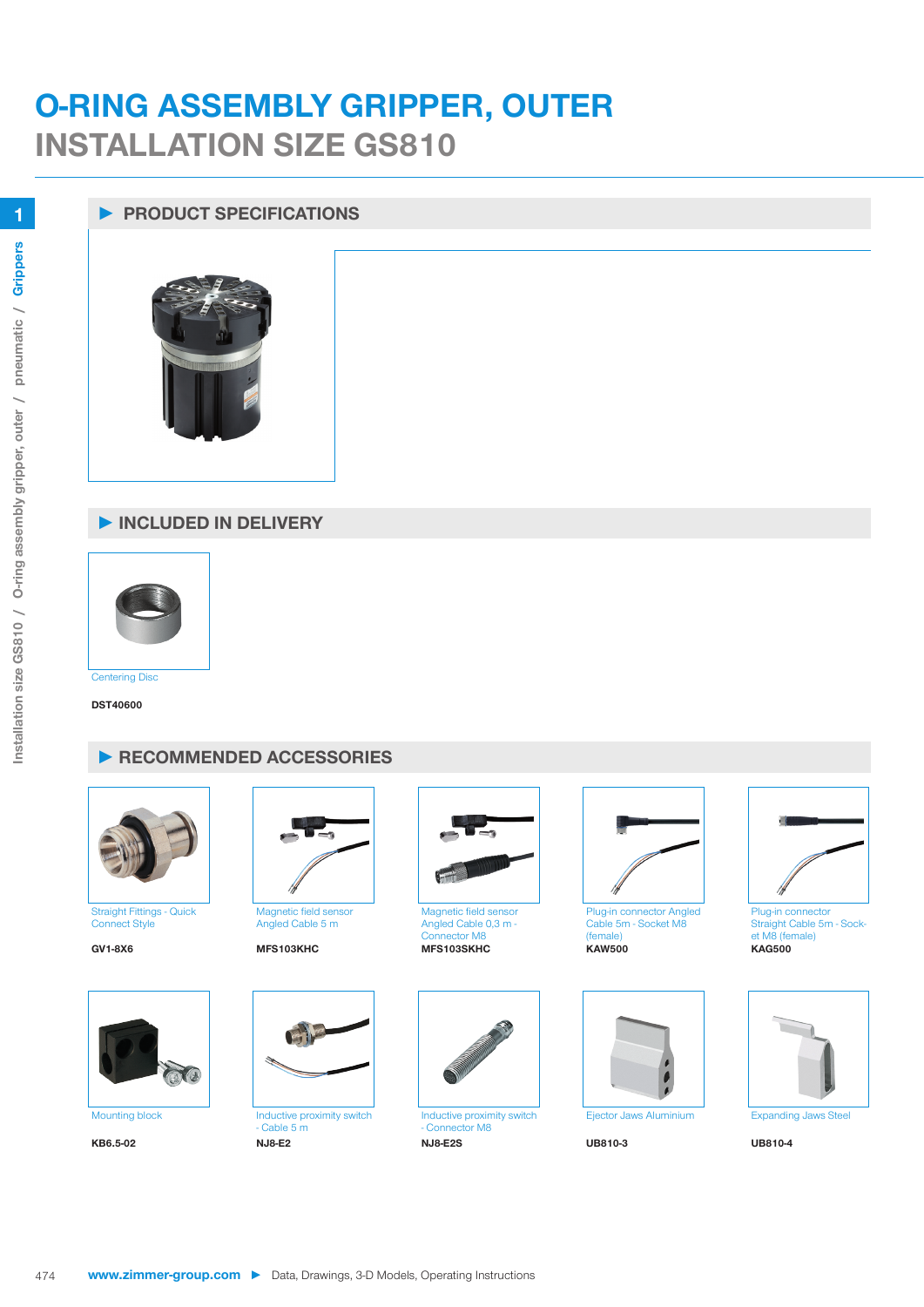# O-RING ASSEMBLY GRIPPER, OUTER
## INSTALLATION SIZE GS810

### ▶ PRODUCT SPECIFICATIONS

### ▶ INCLUDED IN DELIVERY

Centering Disc

**DST40600**

### ▶ RECOMMENDED ACCESSORIES

| Description | Part No. |
|---|---|
| Straight Fittings - Quick Connect Style | **GV1-8X6** |
| Magnetic field sensor Angled Cable 5 m | **MFS103KHC** |
| Magnetic field sensor Angled Cable 0,3 m - Connector M8 | **MFS103SKHC** |
| Plug-in connector Angled Cable 5m - Socket M8 (female) | **KAW500** |
| Plug-in connector Straight Cable 5m - Socket M8 (female) | **KAG500** |
| Mounting block | **KB6.5-02** |
| Inductive proximity switch - Cable 5 m | **NJ8-E2** |
| Inductive proximity switch - Connector M8 | **NJ8-E2S** |
| Ejector Jaws Aluminium | **UB810-3** |
| Expanding Jaws Steel | **UB810-4** |

**www.zimmer-group.com** ▶ Data, Drawings, 3-D Models, Operating Instructions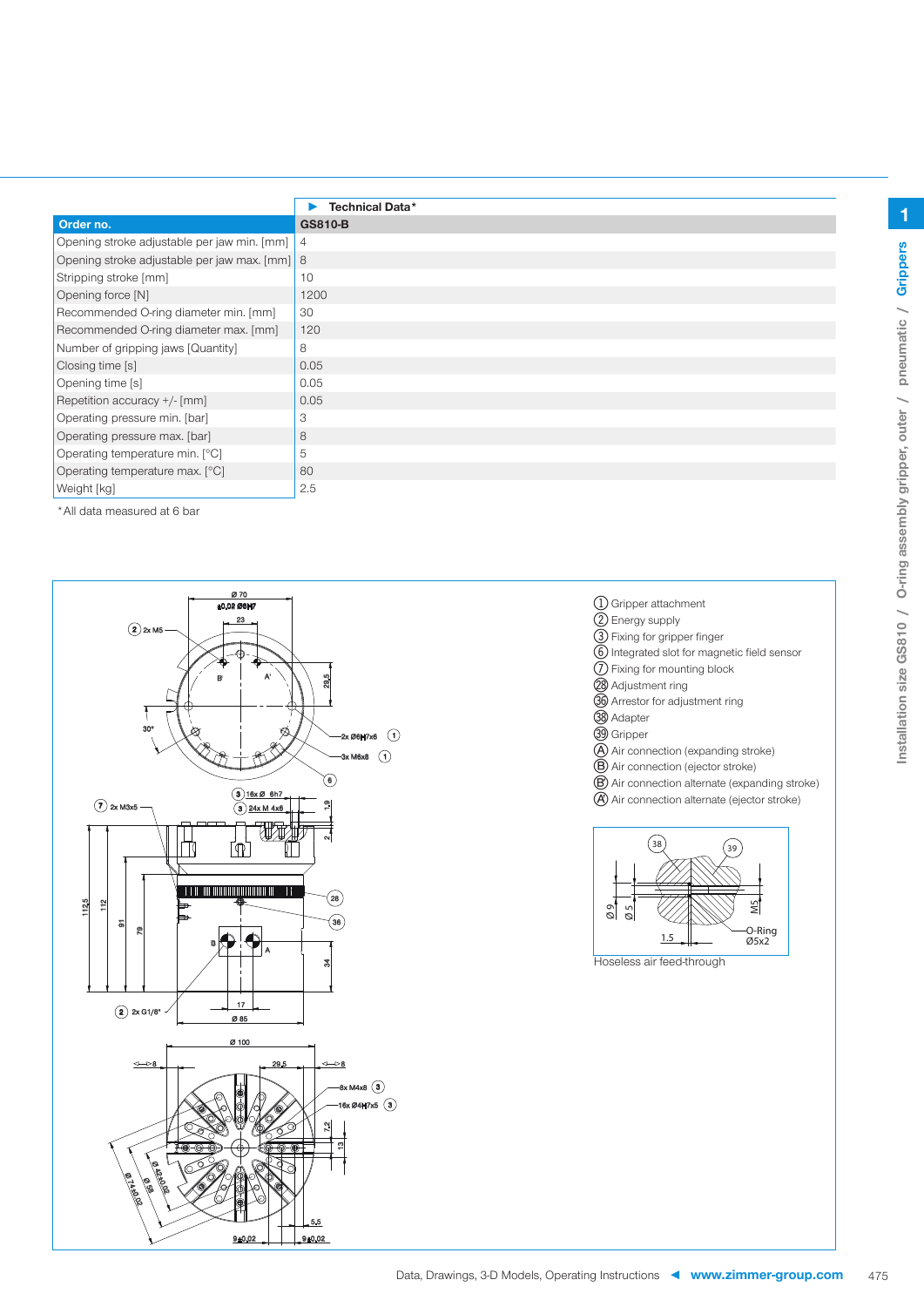| Order no. | Technical Data* GS810-B |
|---|---|
| Opening stroke adjustable per jaw min. [mm] | 4 |
| Opening stroke adjustable per jaw max. [mm] | 8 |
| Stripping stroke [mm] | 10 |
| Opening force [N] | 1200 |
| Recommended O-ring diameter min. [mm] | 30 |
| Recommended O-ring diameter max. [mm] | 120 |
| Number of gripping jaws [Quantity] | 8 |
| Closing time [s] | 0.05 |
| Opening time [s] | 0.05 |
| Repetition accuracy +/- [mm] | 0.05 |
| Operating pressure min. [bar] | 3 |
| Operating pressure max. [bar] | 8 |
| Operating temperature min. [°C] | 5 |
| Operating temperature max. [°C] | 80 |
| Weight [kg] | 2.5 |

*All data measured at 6 bar

1 Gripper attachment
2 Energy supply
3 Fixing for gripper finger
6 Integrated slot for magnetic field sensor
7 Fixing for mounting block
28 Adjustment ring
36 Arrestor for adjustment ring
38 Adapter
39 Gripper
A Air connection (expanding stroke)
B Air connection (ejector stroke)
B' Air connection alternate (expanding stroke)
A' Air connection alternate (ejector stroke)

Hoseless air feed-through

Data, Drawings, 3-D Models, Operating Instructions ◄ www.zimmer-group.com